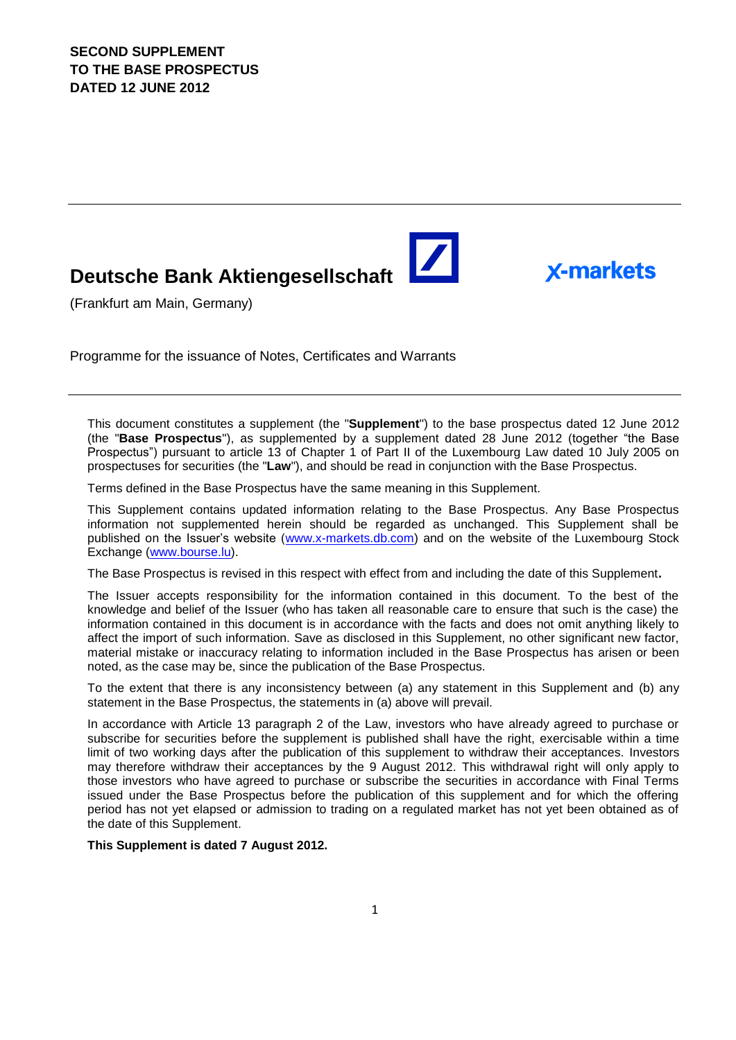**SECOND SUPPLEMENT**
**TO THE BASE PROSPECTUS**
**DATED 12 JUNE 2012**

---

# Deutsche Bank Aktiengesellschaft

x-markets

(Frankfurt am Main, Germany)

Programme for the issuance of Notes, Certificates and Warrants

---

This document constitutes a supplement (the "**Supplement**") to the base prospectus dated 12 June 2012 (the "**Base Prospectus**"), as supplemented by a supplement dated 28 June 2012 (together "the Base Prospectus") pursuant to article 13 of Chapter 1 of Part II of the Luxembourg Law dated 10 July 2005 on prospectuses for securities (the "**Law**"), and should be read in conjunction with the Base Prospectus.

Terms defined in the Base Prospectus have the same meaning in this Supplement.

This Supplement contains updated information relating to the Base Prospectus. Any Base Prospectus information not supplemented herein should be regarded as unchanged. This Supplement shall be published on the Issuer's website (www.x-markets.db.com) and on the website of the Luxembourg Stock Exchange (www.bourse.lu).

The Base Prospectus is revised in this respect with effect from and including the date of this Supplement**.**

The Issuer accepts responsibility for the information contained in this document. To the best of the knowledge and belief of the Issuer (who has taken all reasonable care to ensure that such is the case) the information contained in this document is in accordance with the facts and does not omit anything likely to affect the import of such information. Save as disclosed in this Supplement, no other significant new factor, material mistake or inaccuracy relating to information included in the Base Prospectus has arisen or been noted, as the case may be, since the publication of the Base Prospectus.

To the extent that there is any inconsistency between (a) any statement in this Supplement and (b) any statement in the Base Prospectus, the statements in (a) above will prevail.

In accordance with Article 13 paragraph 2 of the Law, investors who have already agreed to purchase or subscribe for securities before the supplement is published shall have the right, exercisable within a time limit of two working days after the publication of this supplement to withdraw their acceptances. Investors may therefore withdraw their acceptances by the 9 August 2012. This withdrawal right will only apply to those investors who have agreed to purchase or subscribe the securities in accordance with Final Terms issued under the Base Prospectus before the publication of this supplement and for which the offering period has not yet elapsed or admission to trading on a regulated market has not yet been obtained as of the date of this Supplement.

**This Supplement is dated 7 August 2012.**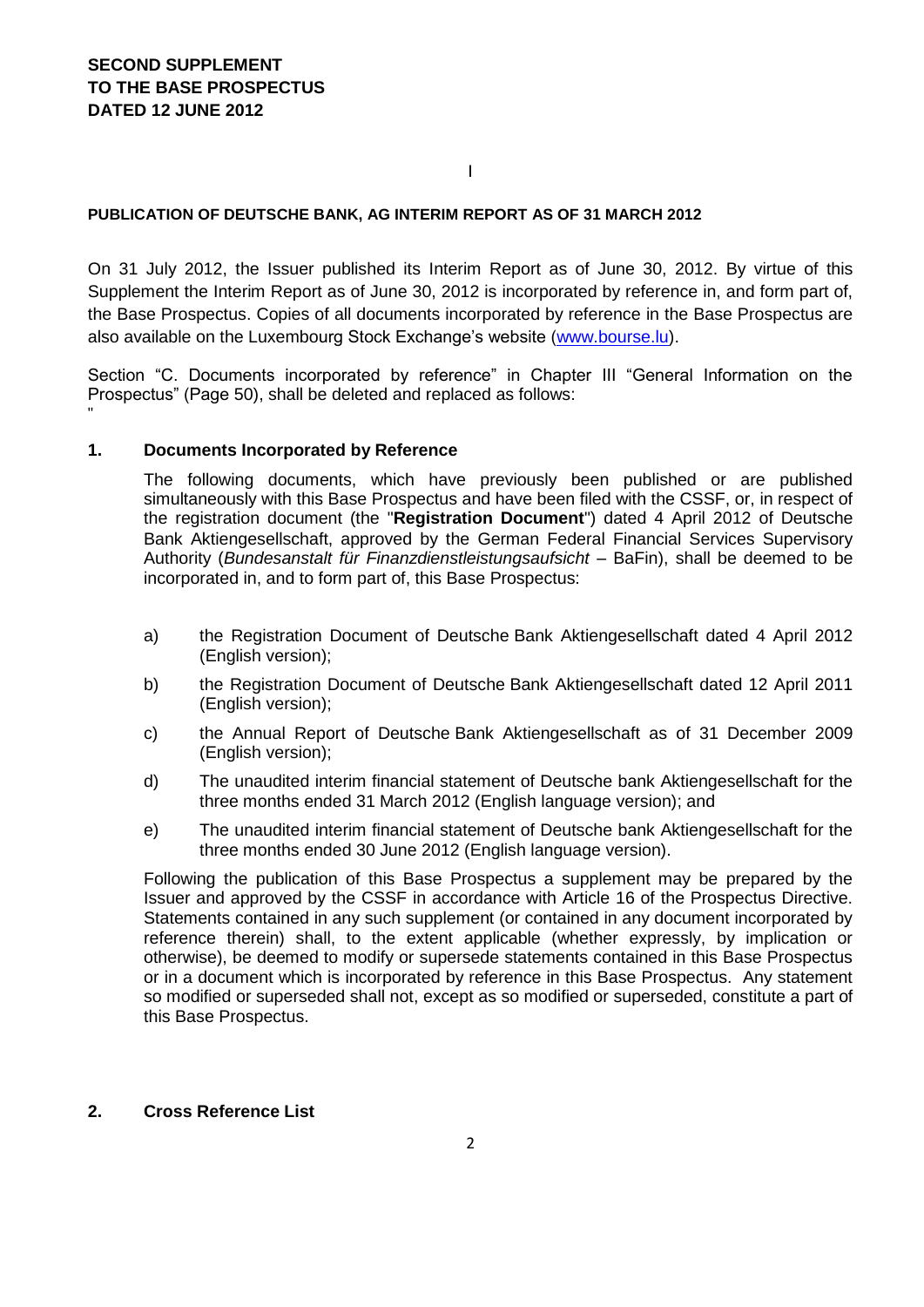**SECOND SUPPLEMENT**
**TO THE BASE PROSPECTUS**
**DATED 12 JUNE 2012**

I

**PUBLICATION OF DEUTSCHE BANK, AG INTERIM REPORT AS OF 31 MARCH 2012**

On 31 July 2012, the Issuer published its Interim Report as of June 30, 2012. By virtue of this Supplement the Interim Report as of June 30, 2012 is incorporated by reference in, and form part of, the Base Prospectus. Copies of all documents incorporated by reference in the Base Prospectus are also available on the Luxembourg Stock Exchange's website (www.bourse.lu).

Section "C. Documents incorporated by reference" in Chapter III "General Information on the Prospectus" (Page 50), shall be deleted and replaced as follows:
"

**1. Documents Incorporated by Reference**

The following documents, which have previously been published or are published simultaneously with this Base Prospectus and have been filed with the CSSF, or, in respect of the registration document (the "**Registration Document**") dated 4 April 2012 of Deutsche Bank Aktiengesellschaft, approved by the German Federal Financial Services Supervisory Authority (*Bundesanstalt für Finanzdienstleistungsaufsicht* – BaFin), shall be deemed to be incorporated in, and to form part of, this Base Prospectus:

a) the Registration Document of Deutsche Bank Aktiengesellschaft dated 4 April 2012 (English version);

b) the Registration Document of Deutsche Bank Aktiengesellschaft dated 12 April 2011 (English version);

c) the Annual Report of Deutsche Bank Aktiengesellschaft as of 31 December 2009 (English version);

d) The unaudited interim financial statement of Deutsche bank Aktiengesellschaft for the three months ended 31 March 2012 (English language version); and

e) The unaudited interim financial statement of Deutsche bank Aktiengesellschaft for the three months ended 30 June 2012 (English language version).

Following the publication of this Base Prospectus a supplement may be prepared by the Issuer and approved by the CSSF in accordance with Article 16 of the Prospectus Directive. Statements contained in any such supplement (or contained in any document incorporated by reference therein) shall, to the extent applicable (whether expressly, by implication or otherwise), be deemed to modify or supersede statements contained in this Base Prospectus or in a document which is incorporated by reference in this Base Prospectus. Any statement so modified or superseded shall not, except as so modified or superseded, constitute a part of this Base Prospectus.

**2. Cross Reference List**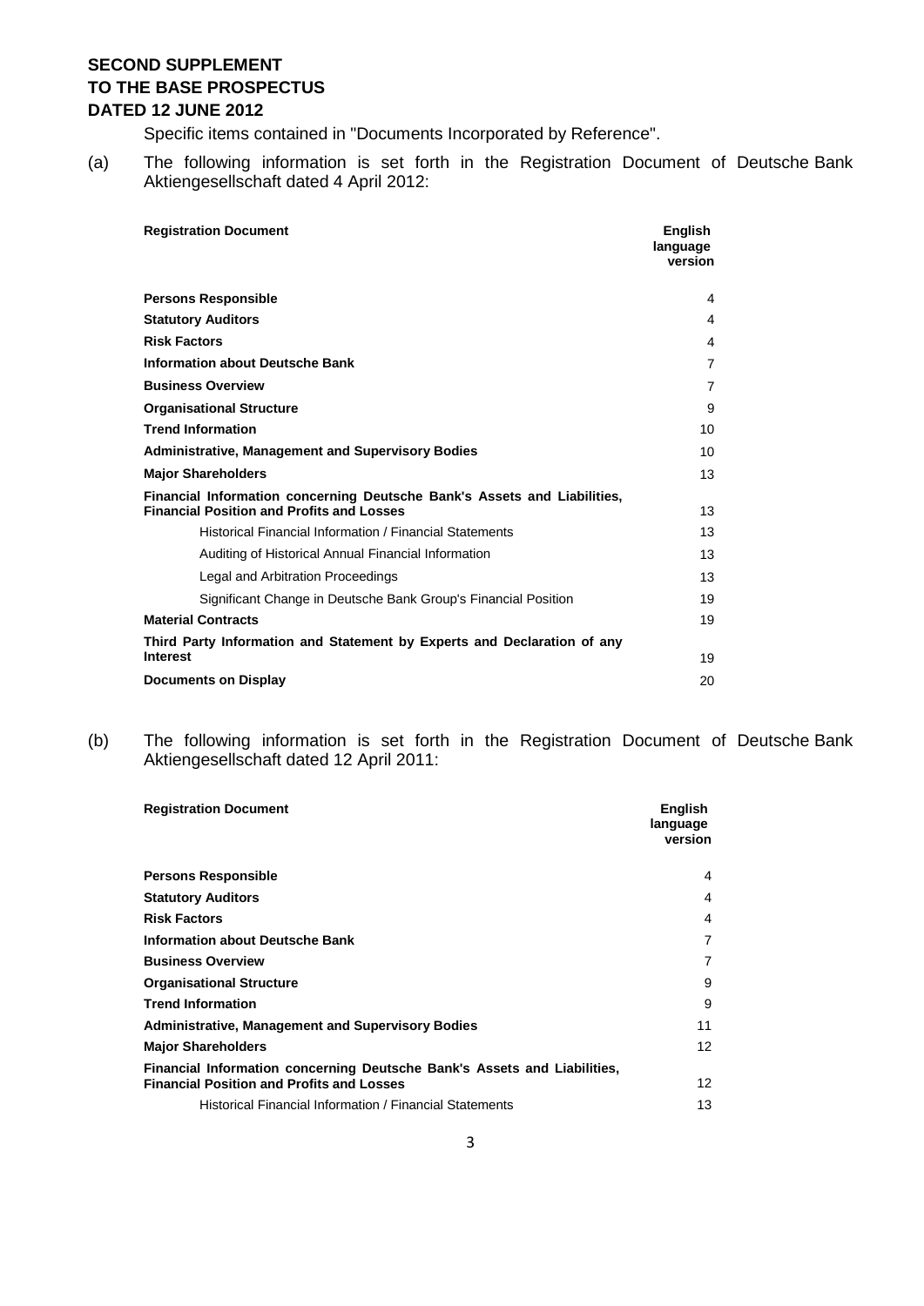Specific items contained in "Documents Incorporated by Reference".

(a) The following information is set forth in the Registration Document of Deutsche Bank Aktiengesellschaft dated 4 April 2012:

| Registration Document | English language version |
|---|---|
| **Persons Responsible** | 4 |
| **Statutory Auditors** | 4 |
| **Risk Factors** | 4 |
| **Information about Deutsche Bank** | 7 |
| **Business Overview** | 7 |
| **Organisational Structure** | 9 |
| **Trend Information** | 10 |
| **Administrative, Management and Supervisory Bodies** | 10 |
| **Major Shareholders** | 13 |
| **Financial Information concerning Deutsche Bank's Assets and Liabilities, Financial Position and Profits and Losses** | 13 |
| Historical Financial Information / Financial Statements | 13 |
| Auditing of Historical Annual Financial Information | 13 |
| Legal and Arbitration Proceedings | 13 |
| Significant Change in Deutsche Bank Group's Financial Position | 19 |
| **Material Contracts** | 19 |
| **Third Party Information and Statement by Experts and Declaration of any Interest** | 19 |
| **Documents on Display** | 20 |

(b) The following information is set forth in the Registration Document of Deutsche Bank Aktiengesellschaft dated 12 April 2011:

| Registration Document | English language version |
|---|---|
| **Persons Responsible** | 4 |
| **Statutory Auditors** | 4 |
| **Risk Factors** | 4 |
| **Information about Deutsche Bank** | 7 |
| **Business Overview** | 7 |
| **Organisational Structure** | 9 |
| **Trend Information** | 9 |
| **Administrative, Management and Supervisory Bodies** | 11 |
| **Major Shareholders** | 12 |
| **Financial Information concerning Deutsche Bank's Assets and Liabilities, Financial Position and Profits and Losses** | 12 |
| Historical Financial Information / Financial Statements | 13 |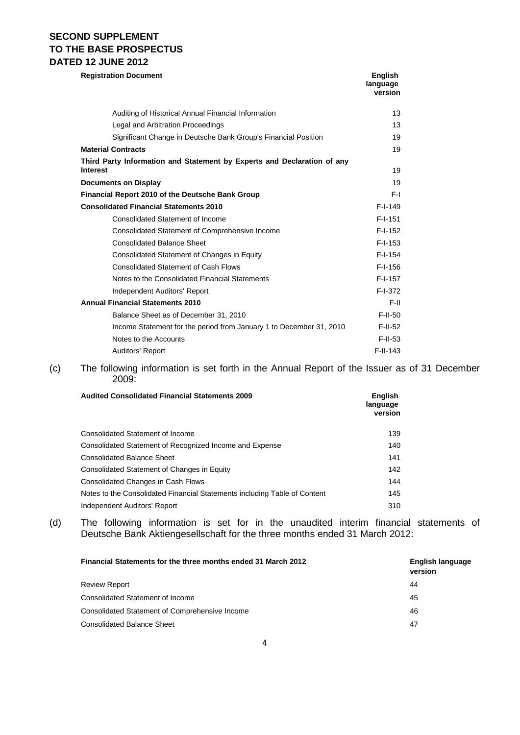**SECOND SUPPLEMENT TO THE BASE PROSPECTUS DATED 12 JUNE 2012**

| Registration Document | English language version |
|---|---|
| Auditing of Historical Annual Financial Information | 13 |
| Legal and Arbitration Proceedings | 13 |
| Significant Change in Deutsche Bank Group's Financial Position | 19 |
| **Material Contracts** | 19 |
| **Third Party Information and Statement by Experts and Declaration of any Interest** | 19 |
| **Documents on Display** | 19 |
| **Financial Report 2010 of the Deutsche Bank Group** | F-I |
| **Consolidated Financial Statements 2010** | F-I-149 |
| Consolidated Statement of Income | F-I-151 |
| Consolidated Statement of Comprehensive Income | F-I-152 |
| Consolidated Balance Sheet | F-I-153 |
| Consolidated Statement of Changes in Equity | F-I-154 |
| Consolidated Statement of Cash Flows | F-I-156 |
| Notes to the Consolidated Financial Statements | F-I-157 |
| Independent Auditors' Report | F-I-372 |
| **Annual Financial Statements 2010** | F-II |
| Balance Sheet as of December 31, 2010 | F-II-50 |
| Income Statement for the period from January 1 to December 31, 2010 | F-II-52 |
| Notes to the Accounts | F-II-53 |
| Auditors' Report | F-II-143 |

(c) The following information is set forth in the Annual Report of the Issuer as of 31 December 2009:

| Audited Consolidated Financial Statements 2009 | English language version |
|---|---|
| Consolidated Statement of Income | 139 |
| Consolidated Statement of Recognized Income and Expense | 140 |
| Consolidated Balance Sheet | 141 |
| Consolidated Statement of Changes in Equity | 142 |
| Consolidated Changes in Cash Flows | 144 |
| Notes to the Consolidated Financial Statements including Table of Content | 145 |
| Independent Auditors' Report | 310 |

(d) The following information is set for in the unaudited interim financial statements of Deutsche Bank Aktiengesellschaft for the three months ended 31 March 2012:

| Financial Statements for the three months ended 31 March 2012 | English language version |
|---|---|
| Review Report | 44 |
| Consolidated Statement of Income | 45 |
| Consolidated Statement of Comprehensive Income | 46 |
| Consolidated Balance Sheet | 47 |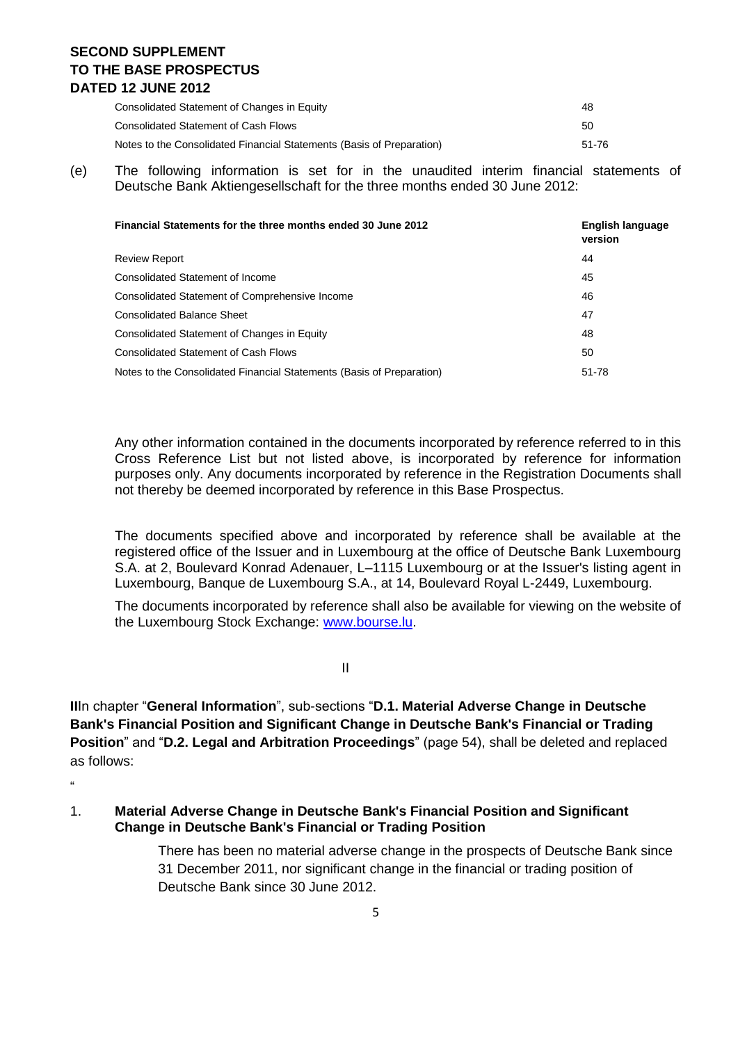| | |
|---|---|
| Consolidated Statement of Changes in Equity | 48 |
| Consolidated Statement of Cash Flows | 50 |
| Notes to the Consolidated Financial Statements (Basis of Preparation) | 51-76 |

(e) The following information is set for in the unaudited interim financial statements of Deutsche Bank Aktiengesellschaft for the three months ended 30 June 2012:

| **Financial Statements for the three months ended 30 June 2012** | **English language version** |
|---|---|
| Review Report | 44 |
| Consolidated Statement of Income | 45 |
| Consolidated Statement of Comprehensive Income | 46 |
| Consolidated Balance Sheet | 47 |
| Consolidated Statement of Changes in Equity | 48 |
| Consolidated Statement of Cash Flows | 50 |
| Notes to the Consolidated Financial Statements (Basis of Preparation) | 51-78 |

Any other information contained in the documents incorporated by reference referred to in this Cross Reference List but not listed above, is incorporated by reference for information purposes only. Any documents incorporated by reference in the Registration Documents shall not thereby be deemed incorporated by reference in this Base Prospectus.

The documents specified above and incorporated by reference shall be available at the registered office of the Issuer and in Luxembourg at the office of Deutsche Bank Luxembourg S.A. at 2, Boulevard Konrad Adenauer, L–1115 Luxembourg or at the Issuer's listing agent in Luxembourg, Banque de Luxembourg S.A., at 14, Boulevard Royal L-2449, Luxembourg.

The documents incorporated by reference shall also be available for viewing on the website of the Luxembourg Stock Exchange: [www.bourse.lu](www.bourse.lu).

II

**II**In chapter "**General Information**", sub-sections "**D.1. Material Adverse Change in Deutsche Bank's Financial Position and Significant Change in Deutsche Bank's Financial or Trading Position**" and "**D.2. Legal and Arbitration Proceedings**" (page 54), shall be deleted and replaced as follows:

"

1. **Material Adverse Change in Deutsche Bank's Financial Position and Significant Change in Deutsche Bank's Financial or Trading Position**

   There has been no material adverse change in the prospects of Deutsche Bank since 31 December 2011, nor significant change in the financial or trading position of Deutsche Bank since 30 June 2012.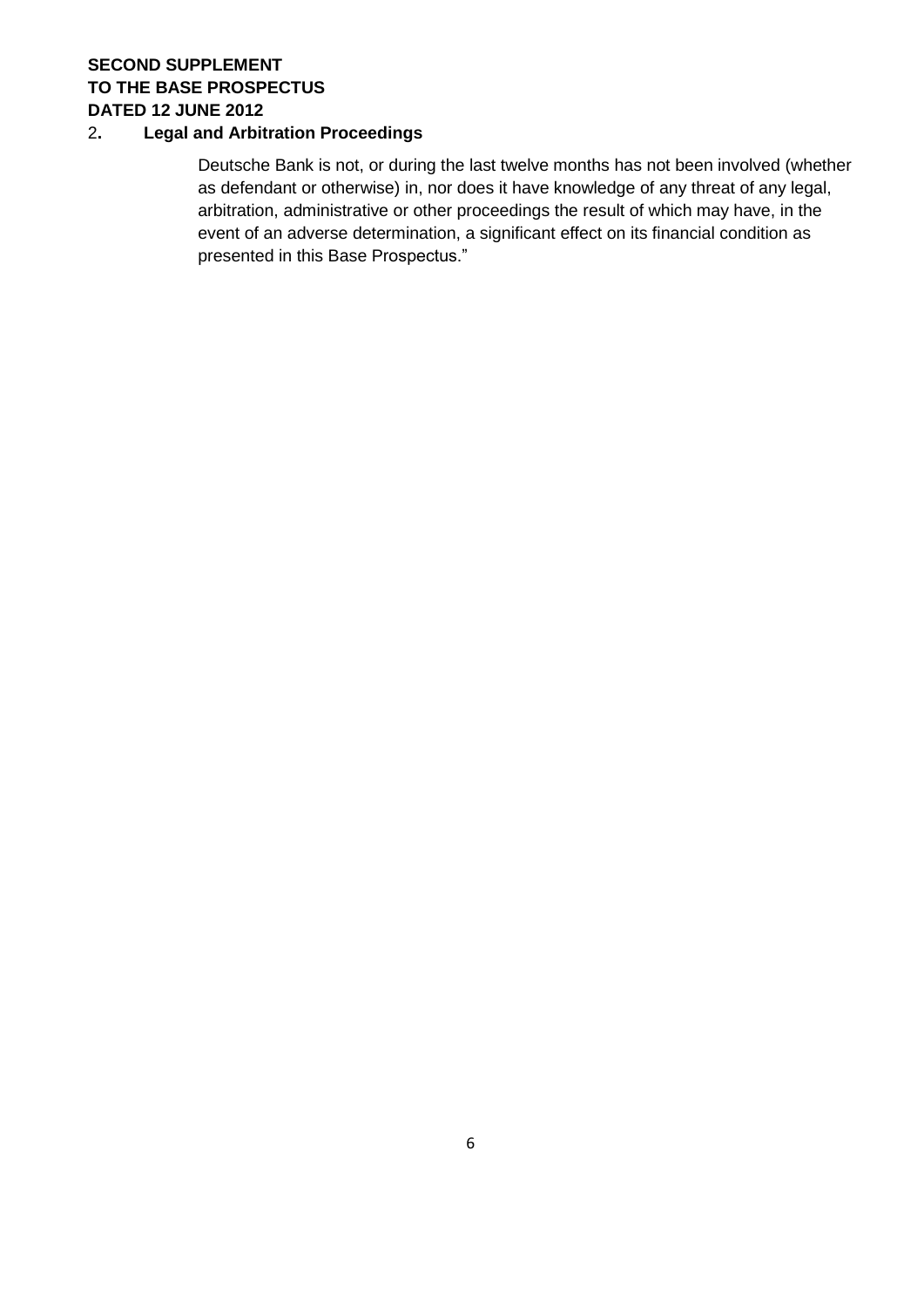## 2. Legal and Arbitration Proceedings

Deutsche Bank is not, or during the last twelve months has not been involved (whether as defendant or otherwise) in, nor does it have knowledge of any threat of any legal, arbitration, administrative or other proceedings the result of which may have, in the event of an adverse determination, a significant effect on its financial condition as presented in this Base Prospectus."